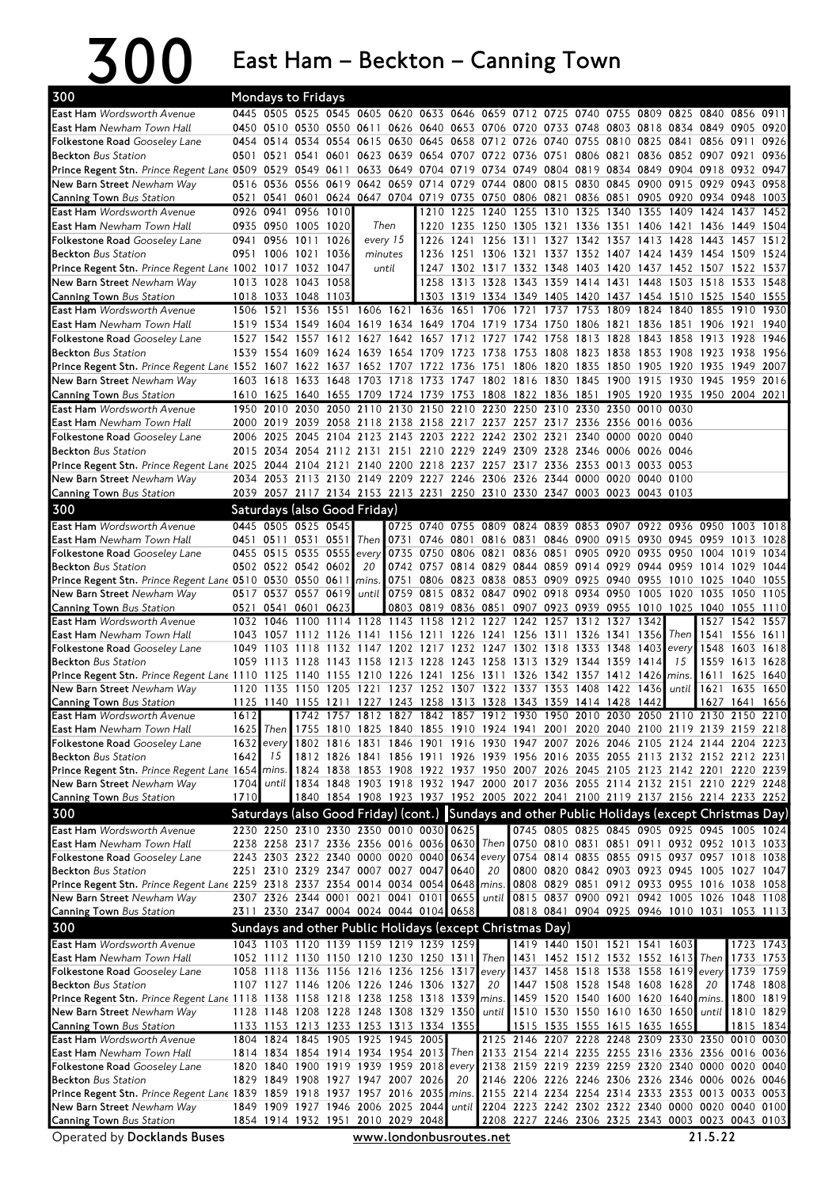# 300 East Ham – Beckton – Canning Town

## Mondays to Fridays

| Stop | | | | | | | | | | | | | | | | | | |
|---|---|---|---|---|---|---|---|---|---|---|---|---|---|---|---|---|---|---|
| East Ham *Wordsworth Avenue* | 0445 | 0505 | 0525 | 0545 | 0605 | 0620 | 0633 | 0646 | 0659 | 0712 | 0725 | 0740 | 0755 | 0809 | 0825 | 0840 | 0856 | 0911 |
| East Ham *Newham Town Hall* | 0450 | 0510 | 0530 | 0550 | 0611 | 0626 | 0640 | 0653 | 0706 | 0720 | 0733 | 0748 | 0803 | 0818 | 0834 | 0849 | 0905 | 0920 |
| Folkestone Road *Gooseley Lane* | 0454 | 0514 | 0534 | 0554 | 0615 | 0630 | 0645 | 0658 | 0712 | 0726 | 0740 | 0755 | 0810 | 0825 | 0841 | 0856 | 0911 | 0926 |
| Beckton *Bus Station* | 0501 | 0521 | 0541 | 0601 | 0623 | 0639 | 0654 | 0707 | 0722 | 0736 | 0751 | 0806 | 0821 | 0836 | 0852 | 0907 | 0921 | 0936 |
| Prince Regent Stn. *Prince Regent Lane* | 0509 | 0529 | 0549 | 0611 | 0633 | 0649 | 0704 | 0719 | 0734 | 0749 | 0804 | 0819 | 0834 | 0849 | 0904 | 0918 | 0932 | 0947 |
| New Barn Street *Newham Way* | 0516 | 0536 | 0556 | 0619 | 0642 | 0659 | 0714 | 0729 | 0744 | 0800 | 0815 | 0830 | 0845 | 0900 | 0915 | 0929 | 0943 | 0958 |
| Canning Town *Bus Station* | 0521 | 0541 | 0601 | 0624 | 0647 | 0704 | 0719 | 0735 | 0750 | 0806 | 0821 | 0836 | 0851 | 0905 | 0920 | 0934 | 0948 | 1003 |

| Stop | | | | | | | | | | | | | | | | | |
|---|---|---|---|---|---|---|---|---|---|---|---|---|---|---|---|---|---|
| East Ham *Wordsworth Avenue* | 0926 | 0941 | 0956 | 1010 | Then every 15 minutes until | 1210 | 1225 | 1240 | 1255 | 1310 | 1325 | 1340 | 1355 | 1409 | 1424 | 1437 | 1452 |
| East Ham *Newham Town Hall* | 0935 | 0950 | 1005 | 1020 | | 1220 | 1235 | 1250 | 1305 | 1321 | 1336 | 1351 | 1406 | 1421 | 1436 | 1449 | 1504 |
| Folkestone Road *Gooseley Lane* | 0941 | 0956 | 1011 | 1026 | | 1226 | 1241 | 1256 | 1311 | 1327 | 1342 | 1357 | 1413 | 1428 | 1443 | 1457 | 1512 |
| Beckton *Bus Station* | 0951 | 1006 | 1021 | 1036 | | 1236 | 1251 | 1306 | 1321 | 1337 | 1352 | 1407 | 1424 | 1439 | 1454 | 1509 | 1524 |
| Prince Regent Stn. *Prince Regent Lane* | 1002 | 1017 | 1032 | 1047 | | 1247 | 1302 | 1317 | 1332 | 1348 | 1403 | 1420 | 1437 | 1452 | 1507 | 1522 | 1537 |
| New Barn Street *Newham Way* | 1013 | 1028 | 1043 | 1058 | | 1258 | 1313 | 1328 | 1343 | 1359 | 1414 | 1431 | 1448 | 1503 | 1518 | 1533 | 1548 |
| Canning Town *Bus Station* | 1018 | 1033 | 1048 | 1103 | | 1303 | 1319 | 1334 | 1349 | 1405 | 1420 | 1437 | 1454 | 1510 | 1525 | 1540 | 1555 |

| Stop | | | | | | | | | | | | | | | | | | |
|---|---|---|---|---|---|---|---|---|---|---|---|---|---|---|---|---|---|---|
| East Ham *Wordsworth Avenue* | 1506 | 1521 | 1536 | 1551 | 1606 | 1621 | 1636 | 1651 | 1706 | 1721 | 1737 | 1753 | 1809 | 1824 | 1840 | 1855 | 1910 | 1930 |
| East Ham *Newham Town Hall* | 1519 | 1534 | 1549 | 1604 | 1619 | 1634 | 1649 | 1704 | 1719 | 1734 | 1750 | 1806 | 1821 | 1836 | 1851 | 1906 | 1921 | 1940 |
| Folkestone Road *Gooseley Lane* | 1527 | 1542 | 1557 | 1612 | 1627 | 1642 | 1657 | 1712 | 1727 | 1742 | 1758 | 1813 | 1828 | 1843 | 1858 | 1913 | 1928 | 1946 |
| Beckton *Bus Station* | 1539 | 1554 | 1609 | 1624 | 1639 | 1654 | 1709 | 1723 | 1738 | 1753 | 1808 | 1823 | 1838 | 1853 | 1908 | 1923 | 1938 | 1956 |
| Prince Regent Stn. *Prince Regent Lane* | 1552 | 1607 | 1622 | 1637 | 1652 | 1707 | 1722 | 1736 | 1751 | 1806 | 1820 | 1835 | 1850 | 1905 | 1920 | 1935 | 1949 | 2007 |
| New Barn Street *Newham Way* | 1603 | 1618 | 1633 | 1648 | 1703 | 1718 | 1733 | 1747 | 1802 | 1816 | 1830 | 1845 | 1900 | 1915 | 1930 | 1945 | 1959 | 2016 |
| Canning Town *Bus Station* | 1610 | 1625 | 1640 | 1655 | 1709 | 1724 | 1739 | 1753 | 1808 | 1822 | 1836 | 1851 | 1905 | 1920 | 1935 | 1950 | 2004 | 2021 |

| Stop | | | | | | | | | | | | | | | |
|---|---|---|---|---|---|---|---|---|---|---|---|---|---|---|---|
| East Ham *Wordsworth Avenue* | 1950 | 2010 | 2030 | 2050 | 2110 | 2130 | 2150 | 2210 | 2230 | 2250 | 2310 | 2330 | 2350 | 0010 | 0030 |
| East Ham *Newham Town Hall* | 2000 | 2019 | 2039 | 2058 | 2118 | 2138 | 2158 | 2217 | 2237 | 2257 | 2317 | 2336 | 2356 | 0016 | 0036 |
| Folkestone Road *Gooseley Lane* | 2006 | 2025 | 2045 | 2104 | 2123 | 2143 | 2203 | 2222 | 2242 | 2302 | 2321 | 2340 | 0000 | 0020 | 0040 |
| Beckton *Bus Station* | 2015 | 2034 | 2054 | 2112 | 2131 | 2151 | 2210 | 2229 | 2249 | 2309 | 2328 | 2346 | 0006 | 0026 | 0046 |
| Prince Regent Stn. *Prince Regent Lane* | 2025 | 2044 | 2104 | 2121 | 2140 | 2200 | 2218 | 2237 | 2257 | 2317 | 2336 | 2353 | 0013 | 0033 | 0053 |
| New Barn Street *Newham Way* | 2034 | 2053 | 2113 | 2130 | 2149 | 2209 | 2227 | 2246 | 2306 | 2326 | 2344 | 0000 | 0020 | 0040 | 0100 |
| Canning Town *Bus Station* | 2039 | 2057 | 2117 | 2134 | 2153 | 2213 | 2231 | 2250 | 2310 | 2330 | 2347 | 0003 | 0023 | 0043 | 0103 |

## Saturdays (also Good Friday)

| Stop | | | | | | | | | | | | | | | | | | |
|---|---|---|---|---|---|---|---|---|---|---|---|---|---|---|---|---|---|---|
| East Ham *Wordsworth Avenue* | 0445 | 0505 | 0525 | 0545 | Then every 20 mins. until | 0725 | 0740 | 0755 | 0809 | 0824 | 0839 | 0853 | 0907 | 0922 | 0936 | 0950 | 1003 | 1018 |
| East Ham *Newham Town Hall* | 0451 | 0511 | 0531 | 0551 | | 0731 | 0746 | 0801 | 0816 | 0831 | 0846 | 0900 | 0915 | 0930 | 0945 | 0959 | 1013 | 1028 |
| Folkestone Road *Gooseley Lane* | 0455 | 0515 | 0535 | 0555 | | 0735 | 0750 | 0806 | 0821 | 0836 | 0851 | 0905 | 0920 | 0935 | 0950 | 1004 | 1019 | 1034 |
| Beckton *Bus Station* | 0502 | 0522 | 0542 | 0602 | | 0742 | 0757 | 0814 | 0829 | 0844 | 0859 | 0914 | 0929 | 0944 | 0959 | 1014 | 1029 | 1044 |
| Prince Regent Stn. *Prince Regent Lane* | 0510 | 0530 | 0550 | 0611 | | 0751 | 0806 | 0823 | 0838 | 0853 | 0909 | 0925 | 0940 | 0955 | 1010 | 1025 | 1040 | 1055 |
| New Barn Street *Newham Way* | 0517 | 0537 | 0557 | 0619 | | 0759 | 0815 | 0832 | 0847 | 0902 | 0918 | 0934 | 0950 | 1005 | 1020 | 1035 | 1050 | 1105 |
| Canning Town *Bus Station* | 0521 | 0541 | 0601 | 0623 | | 0803 | 0819 | 0836 | 0851 | 0907 | 0923 | 0939 | 0955 | 1010 | 1025 | 1040 | 1055 | 1110 |

| Stop | | | | | | | | | | | | | | | | | | |
|---|---|---|---|---|---|---|---|---|---|---|---|---|---|---|---|---|---|---|
| East Ham *Wordsworth Avenue* | 1032 | 1046 | 1100 | 1114 | 1128 | 1143 | 1158 | 1212 | 1227 | 1242 | 1257 | 1312 | 1327 | 1342 | Then every 15 mins. until | 1527 | 1542 | 1557 |
| East Ham *Newham Town Hall* | 1043 | 1057 | 1112 | 1126 | 1141 | 1156 | 1211 | 1226 | 1241 | 1256 | 1311 | 1326 | 1341 | 1356 | | 1541 | 1556 | 1611 |
| Folkestone Road *Gooseley Lane* | 1049 | 1103 | 1118 | 1132 | 1147 | 1202 | 1217 | 1232 | 1247 | 1302 | 1318 | 1333 | 1348 | 1403 | | 1548 | 1603 | 1618 |
| Beckton *Bus Station* | 1059 | 1113 | 1128 | 1143 | 1158 | 1213 | 1228 | 1243 | 1258 | 1313 | 1329 | 1344 | 1359 | 1414 | | 1559 | 1613 | 1628 |
| Prince Regent Stn. *Prince Regent Lane* | 1110 | 1125 | 1140 | 1155 | 1210 | 1226 | 1241 | 1256 | 1311 | 1326 | 1342 | 1357 | 1412 | 1426 | | 1611 | 1625 | 1640 |
| New Barn Street *Newham Way* | 1120 | 1135 | 1150 | 1205 | 1221 | 1237 | 1252 | 1307 | 1322 | 1337 | 1353 | 1408 | 1422 | 1436 | | 1621 | 1635 | 1650 |
| Canning Town *Bus Station* | 1125 | 1140 | 1155 | 1211 | 1227 | 1243 | 1258 | 1313 | 1328 | 1343 | 1359 | 1414 | 1428 | 1442 | | 1627 | 1641 | 1656 |

| Stop | | | | | | | | | | | | | | | | | | |
|---|---|---|---|---|---|---|---|---|---|---|---|---|---|---|---|---|---|---|
| East Ham *Wordsworth Avenue* | 1612 | Then every 15 mins. until | 1742 | 1757 | 1812 | 1827 | 1842 | 1857 | 1912 | 1930 | 1950 | 2010 | 2030 | 2050 | 2110 | 2130 | 2150 | 2210 |
| East Ham *Newham Town Hall* | 1625 | | 1755 | 1810 | 1825 | 1840 | 1855 | 1910 | 1924 | 1941 | 2001 | 2020 | 2040 | 2100 | 2119 | 2139 | 2159 | 2218 |
| Folkestone Road *Gooseley Lane* | 1632 | | 1802 | 1816 | 1831 | 1846 | 1901 | 1916 | 1930 | 1947 | 2007 | 2026 | 2046 | 2105 | 2124 | 2144 | 2204 | 2223 |
| Beckton *Bus Station* | 1642 | | 1812 | 1826 | 1841 | 1856 | 1911 | 1926 | 1939 | 1956 | 2016 | 2035 | 2055 | 2113 | 2132 | 2152 | 2212 | 2231 |
| Prince Regent Stn. *Prince Regent Lane* | 1654 | | 1824 | 1838 | 1853 | 1908 | 1922 | 1937 | 1950 | 2007 | 2026 | 2045 | 2105 | 2123 | 2142 | 2201 | 2220 | 2239 |
| New Barn Street *Newham Way* | 1704 | | 1834 | 1848 | 1903 | 1918 | 1932 | 1947 | 2000 | 2017 | 2036 | 2055 | 2114 | 2132 | 2151 | 2210 | 2229 | 2248 |
| Canning Town *Bus Station* | 1710 | | 1840 | 1854 | 1908 | 1923 | 1937 | 1952 | 2005 | 2022 | 2041 | 2100 | 2119 | 2137 | 2156 | 2214 | 2233 | 2252 |

## Saturdays (also Good Friday) (cont.)

| Stop | | | | | | | |
|---|---|---|---|---|---|---|---|
| East Ham *Wordsworth Avenue* | 2230 | 2250 | 2310 | 2330 | 2350 | 0010 | 0030 |
| East Ham *Newham Town Hall* | 2238 | 2258 | 2317 | 2336 | 2356 | 0016 | 0036 |
| Folkestone Road *Gooseley Lane* | 2243 | 2303 | 2322 | 2340 | 0000 | 0020 | 0040 |
| Beckton *Bus Station* | 2251 | 2310 | 2329 | 2347 | 0007 | 0027 | 0047 |
| Prince Regent Stn. *Prince Regent Lane* | 2259 | 2318 | 2337 | 2354 | 0014 | 0034 | 0054 |
| New Barn Street *Newham Way* | 2307 | 2326 | 2344 | 0001 | 0021 | 0041 | 0101 |
| Canning Town *Bus Station* | 2311 | 2330 | 2347 | 0004 | 0024 | 0044 | 0104 |

## Sundays and other Public Holidays (except Christmas Day)

| Stop | | | | | | | | | | | |
|---|---|---|---|---|---|---|---|---|---|---|---|
| East Ham *Wordsworth Avenue* | 0625 | Then every 20 mins. until | 0745 | 0805 | 0825 | 0845 | 0905 | 0925 | 0945 | 1005 | 1024 |
| East Ham *Newham Town Hall* | 0630 | | 0750 | 0810 | 0831 | 0851 | 0911 | 0932 | 0952 | 1013 | 1033 |
| Folkestone Road *Gooseley Lane* | 0634 | | 0754 | 0814 | 0835 | 0855 | 0915 | 0937 | 0957 | 1018 | 1038 |
| Beckton *Bus Station* | 0640 | | 0800 | 0820 | 0842 | 0903 | 0923 | 0945 | 1005 | 1027 | 1047 |
| Prince Regent Stn. *Prince Regent Lane* | 0648 | | 0808 | 0829 | 0851 | 0912 | 0933 | 0955 | 1016 | 1038 | 1058 |
| New Barn Street *Newham Way* | 0655 | | 0815 | 0837 | 0900 | 0921 | 0942 | 1005 | 1026 | 1048 | 1108 |
| Canning Town *Bus Station* | 0658 | | 0818 | 0841 | 0904 | 0925 | 0946 | 1010 | 1031 | 1053 | 1113 |

## Sundays and other Public Holidays (except Christmas Day)

| Stop | | | | | | | | | | | | | | | | | | | |
|---|---|---|---|---|---|---|---|---|---|---|---|---|---|---|---|---|---|---|---|
| East Ham *Wordsworth Avenue* | 1043 | 1103 | 1120 | 1139 | 1159 | 1219 | 1239 | 1259 | Then every 20 mins. until | 1419 | 1440 | 1501 | 1521 | 1541 | 1603 | Then every 20 mins. until | 1723 | 1743 |
| East Ham *Newham Town Hall* | 1052 | 1112 | 1130 | 1150 | 1210 | 1230 | 1250 | 1311 | | 1431 | 1452 | 1512 | 1532 | 1552 | 1613 | | 1733 | 1753 |
| Folkestone Road *Gooseley Lane* | 1058 | 1118 | 1136 | 1156 | 1216 | 1236 | 1256 | 1317 | | 1437 | 1458 | 1518 | 1538 | 1558 | 1619 | | 1739 | 1759 |
| Beckton *Bus Station* | 1107 | 1127 | 1146 | 1206 | 1226 | 1246 | 1306 | 1327 | | 1447 | 1508 | 1528 | 1548 | 1608 | 1628 | | 1748 | 1808 |
| Prince Regent Stn. *Prince Regent Lane* | 1118 | 1138 | 1158 | 1218 | 1238 | 1258 | 1318 | 1339 | | 1459 | 1520 | 1540 | 1600 | 1620 | 1640 | | 1800 | 1819 |
| New Barn Street *Newham Way* | 1128 | 1148 | 1208 | 1228 | 1248 | 1308 | 1329 | 1350 | | 1510 | 1530 | 1550 | 1610 | 1630 | 1650 | | 1810 | 1829 |
| Canning Town *Bus Station* | 1133 | 1153 | 1213 | 1233 | 1253 | 1313 | 1334 | 1355 | | 1515 | 1535 | 1555 | 1615 | 1635 | 1655 | | 1815 | 1834 |

| Stop | | | | | | | | | | | | | | | | | | |
|---|---|---|---|---|---|---|---|---|---|---|---|---|---|---|---|---|---|---|
| East Ham *Wordsworth Avenue* | 1804 | 1824 | 1845 | 1905 | 1925 | 1945 | 2005 | Then every 20 mins. until | 2125 | 2146 | 2207 | 2228 | 2248 | 2309 | 2330 | 2350 | 0010 | 0030 |
| East Ham *Newham Town Hall* | 1814 | 1834 | 1854 | 1914 | 1934 | 1954 | 2013 | | 2133 | 2154 | 2214 | 2235 | 2255 | 2316 | 2336 | 2356 | 0016 | 0036 |
| Folkestone Road *Gooseley Lane* | 1820 | 1840 | 1900 | 1919 | 1939 | 1959 | 2018 | | 2138 | 2159 | 2219 | 2239 | 2259 | 2320 | 2340 | 0000 | 0020 | 0040 |
| Beckton *Bus Station* | 1829 | 1849 | 1908 | 1927 | 1947 | 2007 | 2026 | | 2146 | 2206 | 2226 | 2246 | 2306 | 2326 | 2346 | 0006 | 0026 | 0046 |
| Prince Regent Stn. *Prince Regent Lane* | 1839 | 1859 | 1918 | 1937 | 1957 | 2016 | 2035 | | 2155 | 2214 | 2234 | 2254 | 2314 | 2333 | 2353 | 0013 | 0033 | 0053 |
| New Barn Street *Newham Way* | 1849 | 1909 | 1927 | 1946 | 2006 | 2025 | 2044 | | 2204 | 2223 | 2242 | 2302 | 2322 | 2340 | 0000 | 0020 | 0040 | 0100 |
| Canning Town *Bus Station* | 1854 | 1914 | 1932 | 1951 | 2010 | 2029 | 2048 | | 2208 | 2227 | 2246 | 2306 | 2325 | 2343 | 0003 | 0023 | 0043 | 0103 |

Operated by **Docklands Buses**

www.londonbusroutes.net

21.5.22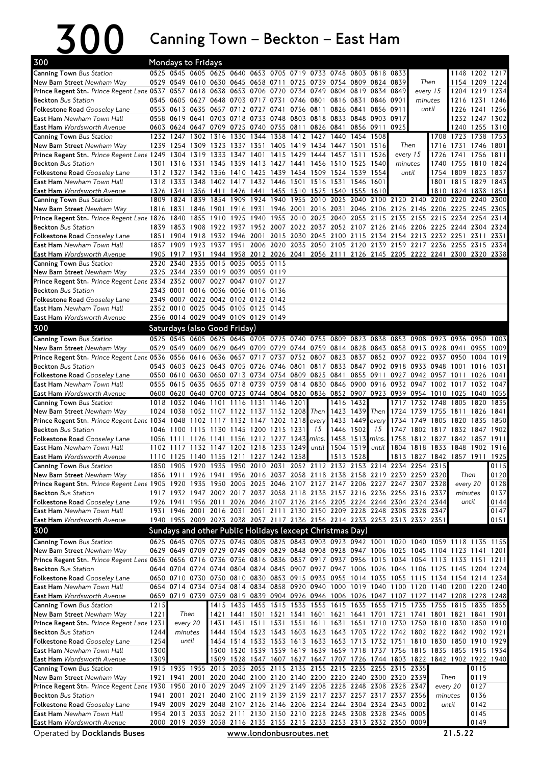# 300 Canning Town – Beckton – East Ham

## 300 Mondays to Fridays

| | | | | | | | | | | | | | | | | | |
|---|---|---|---|---|---|---|---|---|---|---|---|---|---|---|---|---|---|
| **Canning Town** *Bus Station* | 0525 | 0545 | 0605 | 0625 | 0640 | 0653 | 0705 | 0719 | 0733 | 0748 | 0803 | 0818 | 0833 | | 1148 | 1202 | 1217 |
| **New Barn Street** *Newham Way* | 0529 | 0549 | 0610 | 0630 | 0645 | 0658 | 0711 | 0725 | 0739 | 0754 | 0809 | 0824 | 0839 | Then | 1154 | 1209 | 1224 |
| **Prince Regent Stn.** *Prince Regent Lane* | 0537 | 0557 | 0618 | 0638 | 0653 | 0706 | 0720 | 0734 | 0749 | 0804 | 0819 | 0834 | 0849 | every 15 | 1204 | 1219 | 1234 |
| **Beckton** *Bus Station* | 0545 | 0605 | 0627 | 0648 | 0703 | 0717 | 0731 | 0746 | 0801 | 0816 | 0831 | 0846 | 0901 | minutes | 1216 | 1231 | 1246 |
| **Folkestone Road** *Gooseley Lane* | 0553 | 0613 | 0635 | 0657 | 0712 | 0727 | 0741 | 0756 | 0811 | 0826 | 0841 | 0856 | 0911 | until | 1226 | 1241 | 1256 |
| **East Ham** *Newham Town Hall* | 0558 | 0619 | 0641 | 0703 | 0718 | 0733 | 0748 | 0803 | 0818 | 0833 | 0848 | 0903 | 0917 | | 1232 | 1247 | 1302 |
| **East Ham** *Wordsworth Avenue* | 0603 | 0624 | 0647 | 0709 | 0725 | 0740 | 0755 | 0811 | 0826 | 0841 | 0856 | 0911 | 0925 | | 1240 | 1255 | 1310 |

| | | | | | | | | | | | | | | | | | |
|---|---|---|---|---|---|---|---|---|---|---|---|---|---|---|---|---|---|
| **Canning Town** *Bus Station* | 1232 | 1247 | 1302 | 1316 | 1330 | 1344 | 1358 | 1412 | 1427 | 1440 | 1454 | 1508 | | 1708 | 1723 | 1738 | 1753 |
| **New Barn Street** *Newham Way* | 1239 | 1254 | 1309 | 1323 | 1337 | 1351 | 1405 | 1419 | 1434 | 1447 | 1501 | 1516 | Then | 1716 | 1731 | 1746 | 1801 |
| **Prince Regent Stn.** *Prince Regent Lane* | 1249 | 1304 | 1319 | 1333 | 1347 | 1401 | 1415 | 1429 | 1444 | 1457 | 1511 | 1526 | every 15 | 1726 | 1741 | 1756 | 1811 |
| **Beckton** *Bus Station* | 1301 | 1316 | 1331 | 1345 | 1359 | 1413 | 1427 | 1441 | 1456 | 1510 | 1525 | 1540 | minutes | 1740 | 1755 | 1810 | 1824 |
| **Folkestone Road** *Gooseley Lane* | 1312 | 1327 | 1342 | 1356 | 1410 | 1425 | 1439 | 1454 | 1509 | 1524 | 1539 | 1554 | until | 1754 | 1809 | 1823 | 1837 |
| **East Ham** *Newham Town Hall* | 1318 | 1333 | 1348 | 1402 | 1417 | 1432 | 1446 | 1501 | 1516 | 1531 | 1546 | 1601 | | 1801 | 1815 | 1829 | 1843 |
| **East Ham** *Wordsworth Avenue* | 1326 | 1341 | 1356 | 1411 | 1426 | 1441 | 1455 | 1510 | 1525 | 1540 | 1555 | 1610 | | 1810 | 1824 | 1838 | 1851 |

| | | | | | | | | | | | | | | | | | | |
|---|---|---|---|---|---|---|---|---|---|---|---|---|---|---|---|---|---|---|
| **Canning Town** *Bus Station* | 1809 | 1824 | 1839 | 1854 | 1909 | 1924 | 1940 | 1955 | 2010 | 2025 | 2040 | 2100 | 2120 | 2140 | 2200 | 2220 | 2240 | 2300 |
| **New Barn Street** *Newham Way* | 1816 | 1831 | 1846 | 1901 | 1916 | 1931 | 1946 | 2001 | 2016 | 2031 | 2046 | 2106 | 2126 | 2146 | 2206 | 2225 | 2245 | 2305 |
| **Prince Regent Stn.** *Prince Regent Lane* | 1826 | 1840 | 1855 | 1910 | 1925 | 1940 | 1955 | 2010 | 2025 | 2040 | 2055 | 2115 | 2135 | 2155 | 2215 | 2234 | 2254 | 2314 |
| **Beckton** *Bus Station* | 1839 | 1853 | 1908 | 1922 | 1937 | 1952 | 2007 | 2022 | 2037 | 2052 | 2107 | 2126 | 2146 | 2206 | 2225 | 2244 | 2304 | 2324 |
| **Folkestone Road** *Gooseley Lane* | 1851 | 1904 | 1918 | 1932 | 1946 | 2001 | 2015 | 2030 | 2045 | 2100 | 2115 | 2134 | 2154 | 2213 | 2232 | 2251 | 2311 | 2331 |
| **East Ham** *Newham Town Hall* | 1857 | 1909 | 1923 | 1937 | 1951 | 2006 | 2020 | 2035 | 2050 | 2105 | 2120 | 2139 | 2159 | 2217 | 2236 | 2255 | 2315 | 2334 |
| **East Ham** *Wordsworth Avenue* | 1905 | 1917 | 1931 | 1944 | 1958 | 2012 | 2026 | 2041 | 2056 | 2111 | 2126 | 2145 | 2205 | 2222 | 2241 | 2300 | 2320 | 2338 |

| | | | | | | | |
|---|---|---|---|---|---|---|---|
| **Canning Town** *Bus Station* | 2320 | 2340 | 2355 | 0015 | 0035 | 0055 | 0115 |
| **New Barn Street** *Newham Way* | 2325 | 2344 | 2359 | 0019 | 0039 | 0059 | 0119 |
| **Prince Regent Stn.** *Prince Regent Lane* | 2334 | 2352 | 0007 | 0027 | 0047 | 0107 | 0127 |
| **Beckton** *Bus Station* | 2343 | 0001 | 0016 | 0036 | 0056 | 0116 | 0136 |
| **Folkestone Road** *Gooseley Lane* | 2349 | 0007 | 0022 | 0042 | 0102 | 0122 | 0142 |
| **East Ham** *Newham Town Hall* | 2352 | 0010 | 0025 | 0045 | 0105 | 0125 | 0145 |
| **East Ham** *Wordsworth Avenue* | 2356 | 0014 | 0029 | 0049 | 0109 | 0129 | 0149 |

## 300 Saturdays (also Good Friday)

| | | | | | | | | | | | | | | | | | | |
|---|---|---|---|---|---|---|---|---|---|---|---|---|---|---|---|---|---|---|
| **Canning Town** *Bus Station* | 0525 | 0545 | 0605 | 0625 | 0645 | 0705 | 0725 | 0740 | 0755 | 0809 | 0823 | 0838 | 0853 | 0908 | 0923 | 0936 | 0950 | 1003 |
| **New Barn Street** *Newham Way* | 0529 | 0549 | 0609 | 0629 | 0649 | 0709 | 0729 | 0744 | 0759 | 0814 | 0828 | 0843 | 0858 | 0913 | 0928 | 0941 | 0955 | 1009 |
| **Prince Regent Stn.** *Prince Regent Lane* | 0536 | 0556 | 0616 | 0636 | 0657 | 0717 | 0737 | 0752 | 0807 | 0823 | 0837 | 0852 | 0907 | 0922 | 0937 | 0950 | 1004 | 1019 |
| **Beckton** *Bus Station* | 0543 | 0603 | 0623 | 0643 | 0705 | 0726 | 0746 | 0801 | 0817 | 0833 | 0847 | 0902 | 0918 | 0933 | 0948 | 1001 | 1016 | 1031 |
| **Folkestone Road** *Gooseley Lane* | 0550 | 0610 | 0630 | 0650 | 0713 | 0734 | 0754 | 0809 | 0825 | 0841 | 0855 | 0911 | 0927 | 0942 | 0957 | 1011 | 1026 | 1041 |
| **East Ham** *Newham Town Hall* | 0555 | 0615 | 0635 | 0655 | 0718 | 0739 | 0759 | 0814 | 0830 | 0846 | 0900 | 0916 | 0932 | 0947 | 1002 | 1017 | 1032 | 1047 |
| **East Ham** *Wordsworth Avenue* | 0600 | 0620 | 0640 | 0700 | 0723 | 0744 | 0804 | 0820 | 0836 | 0852 | 0907 | 0923 | 0939 | 0954 | 1010 | 1025 | 1040 | 1055 |

| | | | | | | | | | | | | | | | | | |
|---|---|---|---|---|---|---|---|---|---|---|---|---|---|---|---|---|---|
| **Canning Town** *Bus Station* | 1018 | 1032 | 1046 | 1101 | 1116 | 1131 | 1146 | 1201 | | 1416 | 1432 | | 1717 | 1732 | 1748 | 1805 | 1820 | 1835 |
| **New Barn Street** *Newham Way* | 1024 | 1038 | 1052 | 1107 | 1122 | 1137 | 1152 | 1208 | Then | 1423 | 1439 | Then | 1724 | 1739 | 1755 | 1811 | 1826 | 1841 |
| **Prince Regent Stn.** *Prince Regent Lane* | 1034 | 1048 | 1102 | 1117 | 1132 | 1147 | 1202 | 1218 | every | 1433 | 1449 | every | 1734 | 1749 | 1805 | 1820 | 1835 | 1850 |
| **Beckton** *Bus Station* | 1046 | 1100 | 1115 | 1130 | 1145 | 1200 | 1215 | 1231 | 15 | 1446 | 1502 | 15 | 1747 | 1802 | 1817 | 1832 | 1847 | 1902 |
| **Folkestone Road** *Gooseley Lane* | 1056 | 1111 | 1126 | 1141 | 1156 | 1212 | 1227 | 1243 | mins. | 1458 | 1513 | mins. | 1758 | 1812 | 1827 | 1842 | 1857 | 1911 |
| **East Ham** *Newham Town Hall* | 1102 | 1117 | 1132 | 1147 | 1202 | 1218 | 1233 | 1249 | until | 1504 | 1519 | until | 1804 | 1818 | 1833 | 1848 | 1902 | 1916 |
| **East Ham** *Wordsworth Avenue* | 1110 | 1125 | 1140 | 1155 | 1211 | 1227 | 1242 | 1258 | | 1513 | 1528 | | 1813 | 1827 | 1842 | 1857 | 1911 | 1925 |

| | | | | | | | | | | | | | | | | | |
|---|---|---|---|---|---|---|---|---|---|---|---|---|---|---|---|---|---|
| **Canning Town** *Bus Station* | 1850 | 1905 | 1920 | 1935 | 1950 | 2010 | 2031 | 2052 | 2112 | 2132 | 2153 | 2214 | 2234 | 2254 | 2315 | | 0115 |
| **New Barn Street** *Newham Way* | 1856 | 1911 | 1926 | 1941 | 1956 | 2016 | 2037 | 2058 | 2118 | 2138 | 2158 | 2219 | 2239 | 2259 | 2320 | Then | 0120 |
| **Prince Regent Stn.** *Prince Regent Lane* | 1905 | 1920 | 1935 | 1950 | 2005 | 2025 | 2046 | 2107 | 2127 | 2147 | 2206 | 2227 | 2247 | 2307 | 2328 | every 20 | 0128 |
| **Beckton** *Bus Station* | 1917 | 1932 | 1947 | 2002 | 2017 | 2037 | 2058 | 2118 | 2138 | 2157 | 2216 | 2236 | 2256 | 2316 | 2337 | minutes | 0137 |
| **Folkestone Road** *Gooseley Lane* | 1926 | 1941 | 1956 | 2011 | 2026 | 2046 | 2107 | 2126 | 2146 | 2205 | 2224 | 2244 | 2304 | 2324 | 2344 | until | 0144 |
| **East Ham** *Newham Town Hall* | 1931 | 1946 | 2001 | 2016 | 2031 | 2051 | 2111 | 2130 | 2150 | 2209 | 2228 | 2248 | 2308 | 2328 | 2347 | | 0147 |
| **East Ham** *Wordsworth Avenue* | 1940 | 1955 | 2009 | 2023 | 2038 | 2057 | 2117 | 2136 | 2156 | 2214 | 2233 | 2253 | 2313 | 2332 | 2351 | | 0151 |

## 300 Sundays and other Public Holidays (except Christmas Day)

| | | | | | | | | | | | | | | | | | | |
|---|---|---|---|---|---|---|---|---|---|---|---|---|---|---|---|---|---|---|
| **Canning Town** *Bus Station* | 0625 | 0645 | 0705 | 0725 | 0745 | 0805 | 0825 | 0843 | 0903 | 0923 | 0942 | 1001 | 1020 | 1040 | 1059 | 1118 | 1135 | 1155 |
| **New Barn Street** *Newham Way* | 0629 | 0649 | 0709 | 0729 | 0749 | 0809 | 0829 | 0848 | 0908 | 0928 | 0947 | 1006 | 1025 | 1045 | 1104 | 1123 | 1141 | 1201 |
| **Prince Regent Stn.** *Prince Regent Lane* | 0636 | 0656 | 0716 | 0736 | 0756 | 0816 | 0836 | 0857 | 0917 | 0937 | 0956 | 1015 | 1034 | 1054 | 1113 | 1133 | 1151 | 1211 |
| **Beckton** *Bus Station* | 0644 | 0704 | 0724 | 0744 | 0804 | 0824 | 0845 | 0907 | 0927 | 0947 | 1006 | 1026 | 1046 | 1106 | 1125 | 1145 | 1204 | 1224 |
| **Folkestone Road** *Gooseley Lane* | 0650 | 0710 | 0730 | 0750 | 0810 | 0830 | 0853 | 0915 | 0935 | 0955 | 1014 | 1035 | 1055 | 1115 | 1134 | 1154 | 1214 | 1234 |
| **East Ham** *Newham Town Hall* | 0654 | 0714 | 0734 | 0754 | 0814 | 0834 | 0858 | 0920 | 0940 | 1000 | 1019 | 1040 | 1100 | 1120 | 1140 | 1200 | 1220 | 1240 |
| **East Ham** *Wordsworth Avenue* | 0659 | 0719 | 0739 | 0759 | 0819 | 0839 | 0904 | 0926 | 0946 | 1006 | 1026 | 1047 | 1107 | 1127 | 1147 | 1208 | 1228 | 1248 |

| | | | | | | | | | | | | | | | | | |
|---|---|---|---|---|---|---|---|---|---|---|---|---|---|---|---|---|---|
| **Canning Town** *Bus Station* | 1215 | | 1415 | 1435 | 1455 | 1515 | 1535 | 1555 | 1615 | 1635 | 1655 | 1715 | 1735 | 1755 | 1815 | 1835 | 1855 |
| **New Barn Street** *Newham Way* | 1221 | Then | 1421 | 1441 | 1501 | 1521 | 1541 | 1601 | 1621 | 1641 | 1701 | 1721 | 1741 | 1801 | 1821 | 1841 | 1901 |
| **Prince Regent Stn.** *Prince Regent Lane* | 1231 | every 20 | 1431 | 1451 | 1511 | 1531 | 1551 | 1611 | 1631 | 1651 | 1710 | 1730 | 1750 | 1810 | 1830 | 1850 | 1910 |
| **Beckton** *Bus Station* | 1244 | minutes | 1444 | 1504 | 1523 | 1543 | 1603 | 1623 | 1643 | 1703 | 1722 | 1742 | 1802 | 1822 | 1842 | 1902 | 1921 |
| **Folkestone Road** *Gooseley Lane* | 1254 | until | 1454 | 1514 | 1533 | 1553 | 1613 | 1633 | 1653 | 1713 | 1732 | 1751 | 1810 | 1830 | 1850 | 1910 | 1929 |
| **East Ham** *Newham Town Hall* | 1300 | | 1500 | 1520 | 1539 | 1559 | 1619 | 1639 | 1659 | 1718 | 1737 | 1756 | 1815 | 1835 | 1855 | 1915 | 1934 |
| **East Ham** *Wordsworth Avenue* | 1309 | | 1509 | 1528 | 1547 | 1607 | 1627 | 1647 | 1707 | 1726 | 1744 | 1803 | 1822 | 1842 | 1902 | 1922 | 1940 |

| | | | | | | | | | | | | | | | | |
|---|---|---|---|---|---|---|---|---|---|---|---|---|---|---|---|---|
| **Canning Town** *Bus Station* | 1915 | 1935 | 1955 | 2015 | 2035 | 2055 | 2115 | 2135 | 2155 | 2215 | 2235 | 2255 | 2315 | 2335 | | 0115 |
| **New Barn Street** *Newham Way* | 1921 | 1941 | 2001 | 2020 | 2040 | 2100 | 2120 | 2140 | 2200 | 2220 | 2240 | 2300 | 2320 | 2339 | Then | 0119 |
| **Prince Regent Stn.** *Prince Regent Lane* | 1930 | 1950 | 2010 | 2029 | 2049 | 2109 | 2129 | 2149 | 2208 | 2228 | 2248 | 2308 | 2328 | 2347 | every 20 | 0127 |
| **Beckton** *Bus Station* | 1941 | 2001 | 2021 | 2040 | 2100 | 2119 | 2139 | 2159 | 2217 | 2237 | 2257 | 2317 | 2337 | 2356 | minutes | 0136 |
| **Folkestone Road** *Gooseley Lane* | 1949 | 2009 | 2029 | 2048 | 2107 | 2126 | 2146 | 2206 | 2224 | 2244 | 2304 | 2324 | 2343 | 0002 | until | 0142 |
| **East Ham** *Newham Town Hall* | 1954 | 2013 | 2033 | 2052 | 2111 | 2130 | 2150 | 2210 | 2228 | 2248 | 2308 | 2328 | 2346 | 0005 | | 0145 |
| **East Ham** *Wordsworth Avenue* | 2000 | 2019 | 2039 | 2058 | 2116 | 2135 | 2155 | 2215 | 2233 | 2253 | 2313 | 2332 | 2350 | 0009 | | 0149 |

Operated by **Docklands Buses**

www.londonbusroutes.net

21.5.22